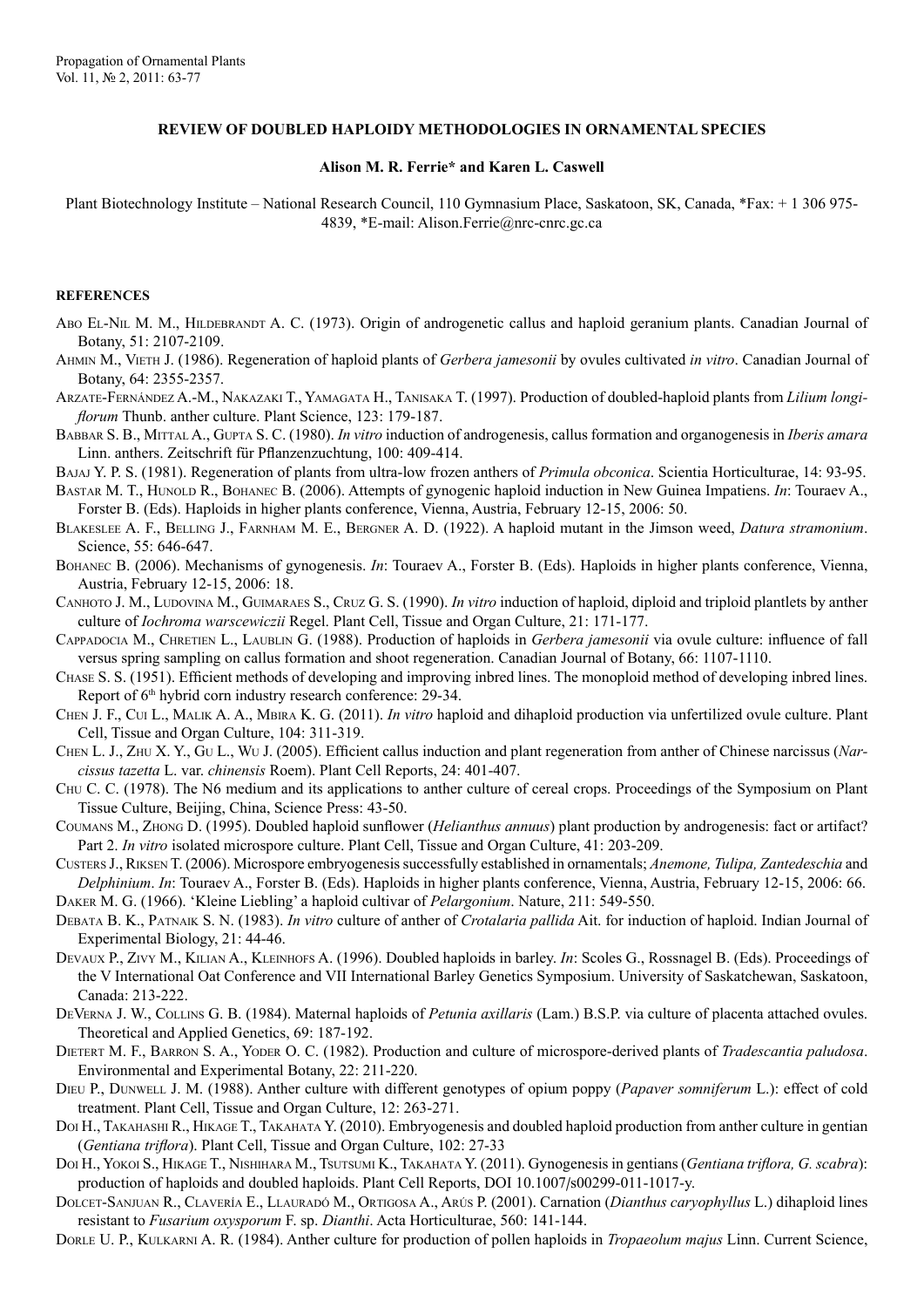# REVIEW OF DOUBLED HAPLOIDY METHODOLOGIES IN ORNAMENTAL SPECIES

**Alison M. R. Ferrie\* and Karen L. Caswell**

Plant Biotechnology Institute – National Research Council, 110 Gymnasium Place, Saskatoon, SK, Canada, \*Fax: + 1 306 975-4839, \*E-mail: Alison.Ferrie@nrc-cnrc.gc.ca

## REFERENCES

Abo El-Nil M. M., Hildebrandt A. C. (1973). Origin of androgenetic callus and haploid geranium plants. Canadian Journal of Botany, 51: 2107-2109.

Ahmin M., Vieth J. (1986). Regeneration of haploid plants of *Gerbera jamesonii* by ovules cultivated *in vitro*. Canadian Journal of Botany, 64: 2355-2357.

Arzate-Fernández A.-M., Nakazaki T., Yamagata H., Tanisaka T. (1997). Production of doubled-haploid plants from *Lilium longiflorum* Thunb. anther culture. Plant Science, 123: 179-187.

Babbar S. B., Mittal A., Gupta S. C. (1980). *In vitro* induction of androgenesis, callus formation and organogenesis in *Iberis amara* Linn. anthers. Zeitschrift für Pflanzenzuchtung, 100: 409-414.

Bajaj Y. P. S. (1981). Regeneration of plants from ultra-low frozen anthers of *Primula obconica*. Scientia Horticulturae, 14: 93-95.

Bastar M. T., Hunold R., Bohanec B. (2006). Attempts of gynogenic haploid induction in New Guinea Impatiens. *In*: Touraev A., Forster B. (Eds). Haploids in higher plants conference, Vienna, Austria, February 12-15, 2006: 50.

Blakeslee A. F., Belling J., Farnham M. E., Bergner A. D. (1922). A haploid mutant in the Jimson weed, *Datura stramonium*. Science, 55: 646-647.

Bohanec B. (2006). Mechanisms of gynogenesis. *In*: Touraev A., Forster B. (Eds). Haploids in higher plants conference, Vienna, Austria, February 12-15, 2006: 18.

Canhoto J. M., Ludovina M., Guimaraes S., Cruz G. S. (1990). *In vitro* induction of haploid, diploid and triploid plantlets by anther culture of *Iochroma warscewiczii* Regel. Plant Cell, Tissue and Organ Culture, 21: 171-177.

Cappadocia M., Chretien L., Laublin G. (1988). Production of haploids in *Gerbera jamesonii* via ovule culture: influence of fall versus spring sampling on callus formation and shoot regeneration. Canadian Journal of Botany, 66: 1107-1110.

Chase S. S. (1951). Efficient methods of developing and improving inbred lines. The monoploid method of developing inbred lines. Report of 6th hybrid corn industry research conference: 29-34.

Chen J. F., Cui L., Malik A. A., Mbira K. G. (2011). *In vitro* haploid and dihaploid production via unfertilized ovule culture. Plant Cell, Tissue and Organ Culture, 104: 311-319.

Chen L. J., Zhu X. Y., Gu L., Wu J. (2005). Efficient callus induction and plant regeneration from anther of Chinese narcissus (*Narcissus tazetta* L. var. *chinensis* Roem). Plant Cell Reports, 24: 401-407.

Chu C. C. (1978). The N6 medium and its applications to anther culture of cereal crops. Proceedings of the Symposium on Plant Tissue Culture, Beijing, China, Science Press: 43-50.

Coumans M., Zhong D. (1995). Doubled haploid sunflower (*Helianthus annuus*) plant production by androgenesis: fact or artifact? Part 2. *In vitro* isolated microspore culture. Plant Cell, Tissue and Organ Culture, 41: 203-209.

Custers J., Riksen T. (2006). Microspore embryogenesis successfully established in ornamentals; *Anemone, Tulipa, Zantedeschia* and *Delphinium*. *In*: Touraev A., Forster B. (Eds). Haploids in higher plants conference, Vienna, Austria, February 12-15, 2006: 66.

Daker M. G. (1966). 'Kleine Liebling' a haploid cultivar of *Pelargonium*. Nature, 211: 549-550.

Debata B. K., Patnaik S. N. (1983). *In vitro* culture of anther of *Crotalaria pallida* Ait. for induction of haploid. Indian Journal of Experimental Biology, 21: 44-46.

Devaux P., Zivy M., Kilian A., Kleinhofs A. (1996). Doubled haploids in barley. *In*: Scoles G., Rossnagel B. (Eds). Proceedings of the V International Oat Conference and VII International Barley Genetics Symposium. University of Saskatchewan, Saskatoon, Canada: 213-222.

DeVerna J. W., Collins G. B. (1984). Maternal haploids of *Petunia axillaris* (Lam.) B.S.P. via culture of placenta attached ovules. Theoretical and Applied Genetics, 69: 187-192.

Dietert M. F., Barron S. A., Yoder O. C. (1982). Production and culture of microspore-derived plants of *Tradescantia paludosa*. Environmental and Experimental Botany, 22: 211-220.

Dieu P., Dunwell J. M. (1988). Anther culture with different genotypes of opium poppy (*Papaver somniferum* L.): effect of cold treatment. Plant Cell, Tissue and Organ Culture, 12: 263-271.

Doi H., Takahashi R., Hikage T., Takahata Y. (2010). Embryogenesis and doubled haploid production from anther culture in gentian (*Gentiana triflora*). Plant Cell, Tissue and Organ Culture, 102: 27-33

Doi H., Yokoi S., Hikage T., Nishihara M., Tsutsumi K., Takahata Y. (2011). Gynogenesis in gentians (*Gentiana triflora, G. scabra*): production of haploids and doubled haploids. Plant Cell Reports, DOI 10.1007/s00299-011-1017-y.

Dolcet-Sanjuan R., Clavería E., Llauradó M., Ortigosa A., Arús P. (2001). Carnation (*Dianthus caryophyllus* L.) dihaploid lines resistant to *Fusarium oxysporum* F. sp. *Dianthi*. Acta Horticulturae, 560: 141-144.

Dorle U. P., Kulkarni A. R. (1984). Anther culture for production of pollen haploids in *Tropaeolum majus* Linn. Current Science,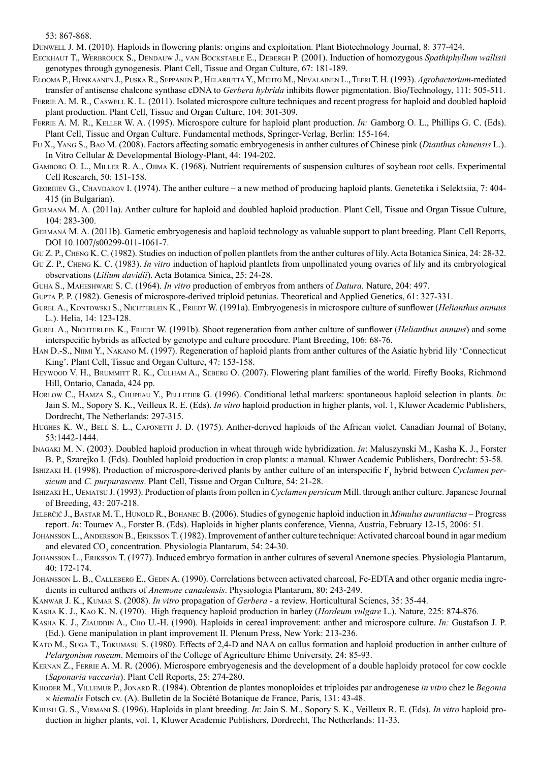53: 867-868.

Dunwell J. M. (2010). Haploids in flowering plants: origins and exploitation. Plant Biotechnology Journal, 8: 377-424.

Eeckhaut T., Werbrouck S., Dendauw J., van Bockstaele E., Debergh P. (2001). Induction of homozygous *Spathiphyllum wallisii* genotypes through gynogenesis. Plant Cell, Tissue and Organ Culture, 67: 181-189.

Elooma P., Honkaanen J., Puska R., Seppanen P., Helariutta Y., Mehto M., Nevalainen L., Teeri T. H. (1993). *Agrobacterium*-mediated transfer of antisense chalcone synthase cDNA to *Gerbera hybrida* inhibits flower pigmentation. Bio/Technology, 111: 505-511.

Ferrie A. M. R., Caswell K. L. (2011). Isolated microspore culture techniques and recent progress for haploid and doubled haploid plant production. Plant Cell, Tissue and Organ Culture, 104: 301-309.

Ferrie A. M. R., Keller W. A. (1995). Microspore culture for haploid plant production. *In:* Gamborg O. L., Phillips G. C. (Eds). Plant Cell, Tissue and Organ Culture. Fundamental methods, Springer-Verlag, Berlin: 155-164.

Fu X., Yang S., Bao M. (2008). Factors affecting somatic embryogenesis in anther cultures of Chinese pink (*Dianthus chinensis* L.). In Vitro Cellular & Developmental Biology-Plant, 44: 194-202.

Gamborg O. L., Miller R. A., Ojima K. (1968). Nutrient requirements of suspension cultures of soybean root cells. Experimental Cell Research, 50: 151-158.

Georgiev G., Chavdarov I. (1974). The anther culture – a new method of producing haploid plants. Genetetika i Selektsiia, 7: 404-415 (in Bulgarian).

Germanà M. A. (2011a). Anther culture for haploid and doubled haploid production. Plant Cell, Tissue and Organ Tissue Culture, 104: 283-300.

Germanà M. A. (2011b). Gametic embryogenesis and haploid technology as valuable support to plant breeding. Plant Cell Reports, DOI 10.1007/s00299-011-1061-7.

Gu Z. P., Cheng K. C. (1982). Studies on induction of pollen plantlets from the anther cultures of lily. Acta Botanica Sinica, 24: 28-32.

Gu Z. P., Cheng K. C. (1983). *In vitro* induction of haploid plantlets from unpollinated young ovaries of lily and its embryological observations (*Lilium davidii*). Acta Botanica Sinica, 25: 24-28.

Guha S., Maheshwari S. C. (1964). *In vitro* production of embryos from anthers of *Datura.* Nature, 204: 497.

Gupta P. P. (1982). Genesis of microspore-derived triploid petunias. Theoretical and Applied Genetics, 61: 327-331.

Gurel A., Kontowski S., Nichterlein K., Friedt W. (1991a). Embryogenesis in microspore culture of sunflower (*Helianthus annuus* L.). Helia, 14: 123-128.

Gurel A., Nichterlein K., Friedt W. (1991b). Shoot regeneration from anther culture of sunflower (*Helianthus annuus*) and some interspecific hybrids as affected by genotype and culture procedure. Plant Breeding, 106: 68-76.

Han D.-S., Niimi Y., Nakano M. (1997). Regeneration of haploid plants from anther cultures of the Asiatic hybrid lily 'Connecticut King'. Plant Cell, Tissue and Organ Culture, 47: 153-158.

Heywood V. H., Brummitt R. K., Culham A., Seberg O. (2007). Flowering plant families of the world. Firefly Books, Richmond Hill, Ontario, Canada, 424 pp.

Horlow C., Hamza S., Chupeau Y., Pelletier G. (1996). Conditional lethal markers: spontaneous haploid selection in plants. *In*: Jain S. M., Sopory S. K., Veilleux R. E. (Eds). *In vitro* haploid production in higher plants, vol. 1, Kluwer Academic Publishers, Dordrecht, The Netherlands: 297-315.

Hughes K. W., Bell S. L., Caponetti J. D. (1975). Anther-derived haploids of the African violet. Canadian Journal of Botany, 53:1442-1444.

Inagaki M. N. (2003). Doubled haploid production in wheat through wide hybridization. *In*: Maluszynski M., Kasha K. J., Forster B. P., Szarejko I. (Eds). Doubled haploid production in crop plants: a manual. Kluwer Academic Publishers, Dordrecht: 53-58.

Ishizaki H. (1998). Production of microspore-derived plants by anther culture of an interspecific $F_1$ hybrid between *Cyclamen persicum* and *C. purpurascens*. Plant Cell, Tissue and Organ Culture, 54: 21-28.

Ishizaki H., Uematsu J. (1993). Production of plants from pollen in *Cyclamen persicum* Mill. through anther culture. Japanese Journal of Breeding, 43: 207-218.

Jelerčič J., Bastar M. T., Hunold R., Bohanec B. (2006). Studies of gynogenic haploid induction in *Mimulus aurantiacus* – Progress report. *In*: Touraev A., Forster B. (Eds). Haploids in higher plants conference, Vienna, Austria, February 12-15, 2006: 51.

Johansson L., Andersson B., Eriksson T. (1982). Improvement of anther culture technique: Activated charcoal bound in agar medium and elevated $CO_2$ concentration. Physiologia Plantarum, 54: 24-30.

Johansson L., Eriksson T. (1977). Induced embryo formation in anther cultures of several Anemone species. Physiologia Plantarum, 40: 172-174.

Johansson L. B., Calleberg E., Gedin A. (1990). Correlations between activated charcoal, Fe-EDTA and other organic media ingredients in cultured anthers of *Anemone canadensis*. Physiologia Plantarum, 80: 243-249.

Kanwar J. K., Kumar S. (2008). *In vitro* propagation of *Gerbera* - a review. Horticultural Sciencs, 35: 35-44.

Kasha K. J., Kao K. N. (1970). High frequency haploid production in barley (*Hordeum vulgare* L.). Nature, 225: 874-876.

Kasha K. J., Ziauddin A., Cho U.-H. (1990). Haploids in cereal improvement: anther and microspore culture. *In:* Gustafson J. P. (Ed.). Gene manipulation in plant improvement II. Plenum Press, New York: 213-236.

Kato M., Suga T., Tokumasu S. (1980). Effects of 2,4-D and NAA on callus formation and haploid production in anther culture of *Pelargonium roseum*. Memoirs of the College of Agriculture Ehime University, 24: 85-93.

Kernan Z., Ferrie A. M. R. (2006). Microspore embryogenesis and the development of a double haploidy protocol for cow cockle (*Saponaria vaccaria*). Plant Cell Reports, 25: 274-280.

Khoder M., Villemur P., Jonard R. (1984). Obtention de plantes monoploides et triploides par androgenese *in vitro* chez le *Begonia × hiemalis* Fotsch cv. (A). Bulletin de la Société Botanique de France, Paris, 131: 43-48.

Khush G. S., Virmani S. (1996). Haploids in plant breeding. *In*: Jain S. M., Sopory S. K., Veilleux R. E. (Eds). *In vitro* haploid production in higher plants, vol. 1, Kluwer Academic Publishers, Dordrecht, The Netherlands: 11-33.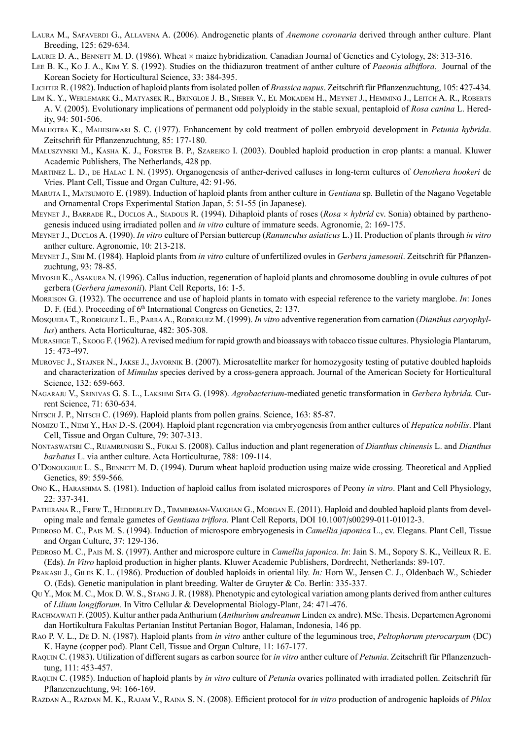Laura M., Safaverdi G., Allavena A. (2006). Androgenetic plants of *Anemone coronaria* derived through anther culture. Plant Breeding, 125: 629-634.

Laurie D. A., Bennett M. D. (1986). Wheat × maize hybridization. Canadian Journal of Genetics and Cytology, 28: 313-316.

Lee B. K., Ko J. A., Kim Y. S. (1992). Studies on the thidiazuron treatment of anther culture of *Paeonia albiflora*. Journal of the Korean Society for Horticultural Science, 33: 384-395.

Lichter R. (1982). Induction of haploid plants from isolated pollen of *Brassica napus*. Zeitschrift für Pflanzenzuchtung, 105: 427-434.

Lim K. Y., Werlemark G., Matyasek R., Bringloe J. B., Sieber V., El Mokadem H., Meynet J., Hemming J., Leitch A. R., Roberts A. V. (2005). Evolutionary implications of permanent odd polyploidy in the stable sexual, pentaploid of *Rosa canina* L. Heredity, 94: 501-506.

Malhotra K., Maheshwari S. C. (1977). Enhancement by cold treatment of pollen embryoid development in *Petunia hybrida*. Zeitschrift für Pflanzenzuchtung, 85: 177-180.

Maluszynski M., Kasha K. J., Forster B. P., Szarejko I. (2003). Doubled haploid production in crop plants: a manual. Kluwer Academic Publishers, The Netherlands, 428 pp.

Martinez L. D., de Halac I. N. (1995). Organogenesis of anther-derived calluses in long-term cultures of *Oenothera hookeri* de Vries. Plant Cell, Tissue and Organ Culture, 42: 91-96.

Maruta I., Matsumoto E. (1989). Induction of haploid plants from anther culture in *Gentiana* sp. Bulletin of the Nagano Vegetable and Ornamental Crops Experimental Station Japan, 5: 51-55 (in Japanese).

Meynet J., Barrade R., Duclos A., Siadous R. (1994). Dihaploid plants of roses (*Rosa × hybrid* cv. Sonia) obtained by parthenogenesis induced using irradiated pollen and *in vitro* culture of immature seeds. Agronomie, 2: 169-175.

Meynet J., Duclos A. (1990). *In vitro* culture of Persian buttercup (*Ranunculus asiaticus* L.) II. Production of plants through *in vitro* anther culture. Agronomie, 10: 213-218.

Meynet J., Sibi M. (1984). Haploid plants from *in vitro* culture of unfertilized ovules in *Gerbera jamesonii*. Zeitschrift für Pflanzenzuchtung, 93: 78-85.

Miyoshi K., Asakura N. (1996). Callus induction, regeneration of haploid plants and chromosome doubling in ovule cultures of pot gerbera (*Gerbera jamesonii*). Plant Cell Reports, 16: 1-5.

Morrison G. (1932). The occurrence and use of haploid plants in tomato with especial reference to the variety marglobe. *In*: Jones D. F. (Ed.). Proceeding of 6th International Congress on Genetics, 2: 137.

Mosquera T., Rodríguez L. E., Parra A., Rodríguez M. (1999). *In vitro* adventive regeneration from carnation (*Dianthus caryophyllus*) anthers. Acta Horticulturae, 482: 305-308.

Murashige T., Skoog F. (1962). A revised medium for rapid growth and bioassays with tobacco tissue cultures. Physiologia Plantarum, 15: 473-497.

Murovec J., Stajner N., Jakse J., Javornik B. (2007). Microsatellite marker for homozygosity testing of putative doubled haploids and characterization of *Mimulus* species derived by a cross-genera approach. Journal of the American Society for Horticultural Science, 132: 659-663.

Nagaraju V., Srinivas G. S. L., Lakshmi Sita G. (1998). *Agrobacterium*-mediated genetic transformation in *Gerbera hybrida.* Current Science, 71: 630-634.

Nitsch J. P., Nitsch C. (1969). Haploid plants from pollen grains. Science, 163: 85-87.

Nomizu T., Niimi Y., Han D.-S. (2004). Haploid plant regeneration via embryogenesis from anther cultures of *Hepatica nobilis*. Plant Cell, Tissue and Organ Culture, 79: 307-313.

Nontaswatsri C., Ruamrungsri S., Fukai S. (2008). Callus induction and plant regeneration of *Dianthus chinensis* L. and *Dianthus barbatus* L. via anther culture. Acta Horticulturae, 788: 109-114.

O'Donoughue L. S., Bennett M. D. (1994). Durum wheat haploid production using maize wide crossing. Theoretical and Applied Genetics, 89: 559-566.

Ono K., Harashima S. (1981). Induction of haploid callus from isolated microspores of Peony *in vitro*. Plant and Cell Physiology, 22: 337-341.

Pathirana R., Frew T., Hedderley D., Timmerman-Vaughan G., Morgan E. (2011). Haploid and doubled haploid plants from developing male and female gametes of *Gentiana triflora*. Plant Cell Reports, DOI 10.1007/s00299-011-01012-3.

Pedroso M. C., Pais M. S. (1994). Induction of microspore embryogenesis in *Camellia japonica* L., cv. Elegans. Plant Cell, Tissue and Organ Culture, 37: 129-136.

Pedroso M. C., Pais M. S. (1997). Anther and microspore culture in *Camellia japonica*. *In*: Jain S. M., Sopory S. K., Veilleux R. E. (Eds). *In Vitro* haploid production in higher plants. Kluwer Academic Publishers, Dordrecht, Netherlands: 89-107.

Prakash J., Giles K. L. (1986). Production of doubled haploids in oriental lily. *In:* Horn W., Jensen C. J., Oldenbach W., Schieder O. (Eds). Genetic manipulation in plant breeding. Walter de Gruyter & Co. Berlin: 335-337.

Qu Y., Mok M. C., Mok D. W. S., Stang J. R. (1988). Phenotypic and cytological variation among plants derived from anther cultures of *Lilium longiflorum*. In Vitro Cellular & Developmental Biology-Plant, 24: 471-476.

Rachmawati F. (2005). Kultur anther pada Anthurium (*Anthurium andreanum* Linden ex andre). MSc. Thesis. Departemen Agronomi dan Hortikultura Fakultas Pertanian Institut Pertanian Bogor, Halaman, Indonesia, 146 pp.

Rao P. V. L., De D. N. (1987). Haploid plants from *in vitro* anther culture of the leguminous tree, *Peltophorum pterocarpum* (DC) K. Hayne (copper pod). Plant Cell, Tissue and Organ Culture, 11: 167-177.

Raquin C. (1983). Utilization of different sugars as carbon source for *in vitro* anther culture of *Petunia*. Zeitschrift für Pflanzenzuchtung, 111: 453-457.

Raquin C. (1985). Induction of haploid plants by *in vitro* culture of *Petunia* ovaries pollinated with irradiated pollen. Zeitschrift für Pflanzenzuchtung, 94: 166-169.

Razdan A., Razdan M. K., Rajam V., Raina S. N. (2008). Efficient protocol for *in vitro* production of androgenic haploids of *Phlox*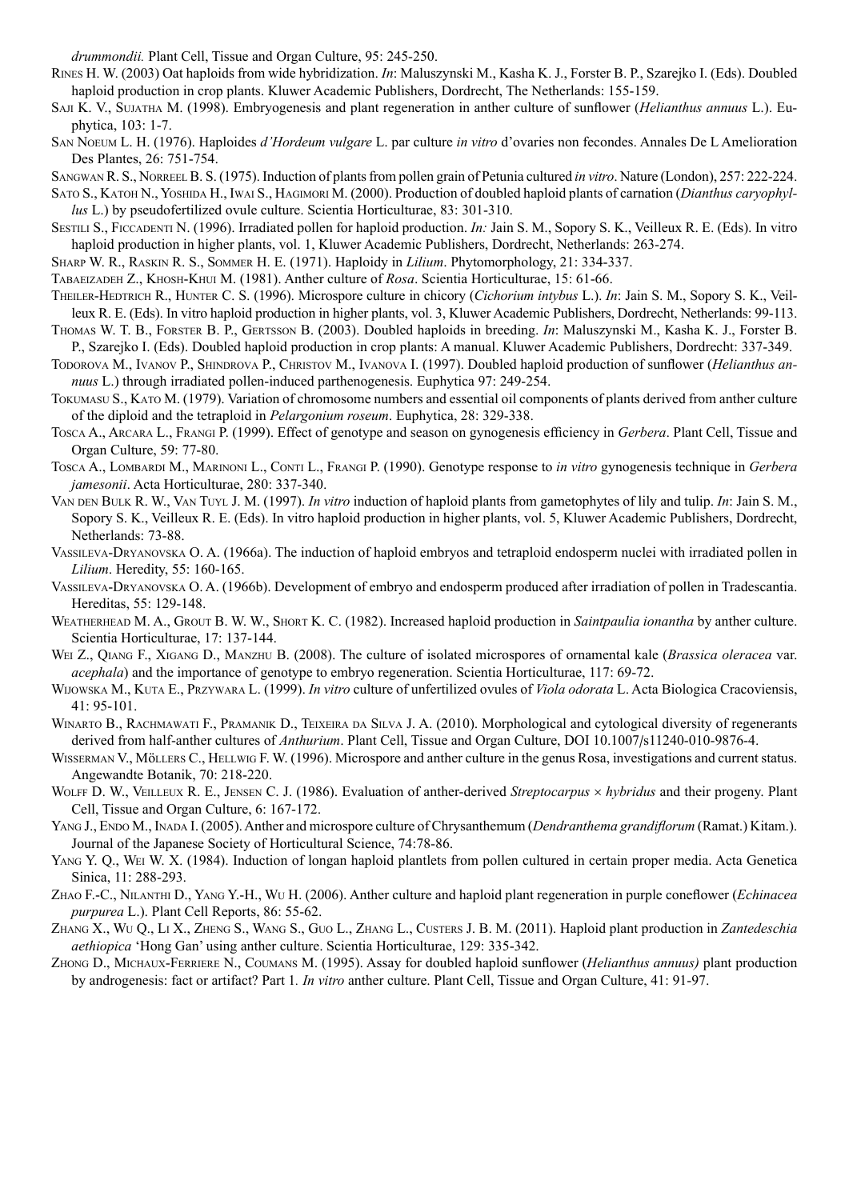*drummondii.* Plant Cell, Tissue and Organ Culture, 95: 245-250.

Rines H. W. (2003) Oat haploids from wide hybridization. *In*: Maluszynski M., Kasha K. J., Forster B. P., Szarejko I. (Eds). Doubled haploid production in crop plants. Kluwer Academic Publishers, Dordrecht, The Netherlands: 155-159.

Saji K. V., Sujatha M. (1998). Embryogenesis and plant regeneration in anther culture of sunflower (*Helianthus annuus* L.). Euphytica, 103: 1-7.

San Noeum L. H. (1976). Haploides *d'Hordeum vulgare* L. par culture *in vitro* d'ovaries non fecondes. Annales De L Amelioration Des Plantes, 26: 751-754.

Sangwan R. S., Norreel B. S. (1975). Induction of plants from pollen grain of Petunia cultured *in vitro*. Nature (London), 257: 222-224.

Sato S., Katoh N., Yoshida H., Iwai S., Hagimori M. (2000). Production of doubled haploid plants of carnation (*Dianthus caryophyllus* L.) by pseudofertilized ovule culture. Scientia Horticulturae, 83: 301-310.

Sestili S., Ficcadenti N. (1996). Irradiated pollen for haploid production. *In:* Jain S. M., Sopory S. K., Veilleux R. E. (Eds). In vitro haploid production in higher plants, vol. 1, Kluwer Academic Publishers, Dordrecht, Netherlands: 263-274.

Sharp W. R., Raskin R. S., Sommer H. E. (1971). Haploidy in *Lilium*. Phytomorphology, 21: 334-337.

Tabaeizadeh Z., Khosh-Khui M. (1981). Anther culture of *Rosa*. Scientia Horticulturae, 15: 61-66.

Theiler-Hedtrich R., Hunter C. S. (1996). Microspore culture in chicory (*Cichorium intybus* L.). *In*: Jain S. M., Sopory S. K., Veilleux R. E. (Eds). In vitro haploid production in higher plants, vol. 3, Kluwer Academic Publishers, Dordrecht, Netherlands: 99-113.

Thomas W. T. B., Forster B. P., Gertsson B. (2003). Doubled haploids in breeding. *In*: Maluszynski M., Kasha K. J., Forster B. P., Szarejko I. (Eds). Doubled haploid production in crop plants: A manual. Kluwer Academic Publishers, Dordrecht: 337-349.

Todorova M., Ivanov P., Shindrova P., Christov M., Ivanova I. (1997). Doubled haploid production of sunflower (*Helianthus annuus* L.) through irradiated pollen-induced parthenogenesis. Euphytica 97: 249-254.

Tokumasu S., Kato M. (1979). Variation of chromosome numbers and essential oil components of plants derived from anther culture of the diploid and the tetraploid in *Pelargonium roseum*. Euphytica, 28: 329-338.

Tosca A., Arcara L., Frangi P. (1999). Effect of genotype and season on gynogenesis efficiency in *Gerbera*. Plant Cell, Tissue and Organ Culture, 59: 77-80.

Tosca A., Lombardi M., Marinoni L., Conti L., Frangi P. (1990). Genotype response to *in vitro* gynogenesis technique in *Gerbera jamesonii*. Acta Horticulturae, 280: 337-340.

Van den Bulk R. W., Van Tuyl J. M. (1997). *In vitro* induction of haploid plants from gametophytes of lily and tulip. *In*: Jain S. M., Sopory S. K., Veilleux R. E. (Eds). In vitro haploid production in higher plants, vol. 5, Kluwer Academic Publishers, Dordrecht, Netherlands: 73-88.

Vassileva-Dryanovska O. A. (1966a). The induction of haploid embryos and tetraploid endosperm nuclei with irradiated pollen in *Lilium*. Heredity, 55: 160-165.

Vassileva-Dryanovska O. A. (1966b). Development of embryo and endosperm produced after irradiation of pollen in Tradescantia. Hereditas, 55: 129-148.

Weatherhead M. A., Grout B. W. W., Short K. C. (1982). Increased haploid production in *Saintpaulia ionantha* by anther culture. Scientia Horticulturae, 17: 137-144.

Wei Z., Qiang F., Xigang D., Manzhu B. (2008). The culture of isolated microspores of ornamental kale (*Brassica oleracea* var. *acephala*) and the importance of genotype to embryo regeneration. Scientia Horticulturae, 117: 69-72.

Wijowska M., Kuta E., Przywara L. (1999). *In vitro* culture of unfertilized ovules of *Viola odorata* L. Acta Biologica Cracoviensis, 41: 95-101.

Winarto B., Rachmawati F., Pramanik D., Teixeira da Silva J. A. (2010). Morphological and cytological diversity of regenerants derived from half-anther cultures of *Anthurium*. Plant Cell, Tissue and Organ Culture, DOI 10.1007/s11240-010-9876-4.

Wisserman V., Möllers C., Hellwig F. W. (1996). Microspore and anther culture in the genus Rosa, investigations and current status. Angewandte Botanik, 70: 218-220.

Wolff D. W., Veilleux R. E., Jensen C. J. (1986). Evaluation of anther-derived *Streptocarpus* × *hybridus* and their progeny. Plant Cell, Tissue and Organ Culture, 6: 167-172.

Yang J., Endo M., Inada I. (2005). Anther and microspore culture of Chrysanthemum (*Dendranthema grandiflorum* (Ramat.) Kitam.). Journal of the Japanese Society of Horticultural Science, 74:78-86.

Yang Y. Q., Wei W. X. (1984). Induction of longan haploid plantlets from pollen cultured in certain proper media. Acta Genetica Sinica, 11: 288-293.

Zhao F.-C., Nilanthi D., Yang Y.-H., Wu H. (2006). Anther culture and haploid plant regeneration in purple coneflower (*Echinacea purpurea* L.). Plant Cell Reports, 86: 55-62.

Zhang X., Wu Q., Li X., Zheng S., Wang S., Guo L., Zhang L., Custers J. B. M. (2011). Haploid plant production in *Zantedeschia aethiopica* 'Hong Gan' using anther culture. Scientia Horticulturae, 129: 335-342.

Zhong D., Michaux-Ferriere N., Coumans M. (1995). Assay for doubled haploid sunflower (*Helianthus annuus)* plant production by androgenesis: fact or artifact? Part 1*. In vitro* anther culture. Plant Cell, Tissue and Organ Culture, 41: 91-97.